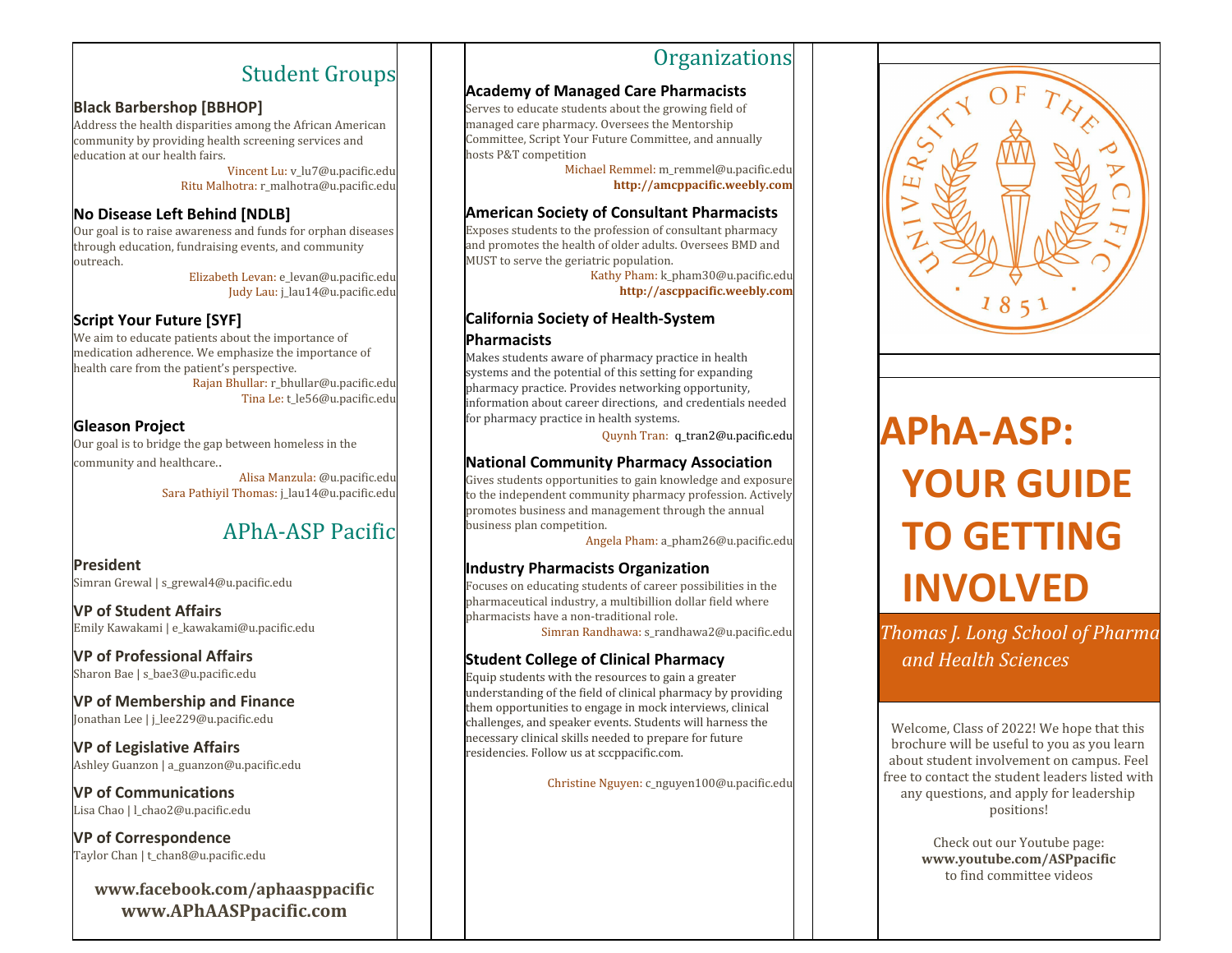## Student Groups

### Black Barbershop [BBHOP]

Address the health disparities among the African American community by providing health screening services and education at our health fairs.

Vincent Lu: v_lu7@u.pacific.edu
Ritu Malhotra: r_malhotra@u.pacific.edu

### No Disease Left Behind [NDLB]

Our goal is to raise awareness and funds for orphan diseases through education, fundraising events, and community outreach.

Elizabeth Levan: e_levan@u.pacific.edu
Judy Lau: j_lau14@u.pacific.edu

### Script Your Future [SYF]

We aim to educate patients about the importance of medication adherence. We emphasize the importance of health care from the patient's perspective.

Rajan Bhullar: r_bhullar@u.pacific.edu
Tina Le: t_le56@u.pacific.edu

### Gleason Project

Our goal is to bridge the gap between homeless in the community and healthcare..

Alisa Manzula: @u.pacific.edu
Sara Pathiyil Thomas: j_lau14@u.pacific.edu

## APhA-ASP Pacific

**President**
Simran Grewal | s_grewal4@u.pacific.edu

**VP of Student Affairs**
Emily Kawakami | e_kawakami@u.pacific.edu

**VP of Professional Affairs**
Sharon Bae | s_bae3@u.pacific.edu

**VP of Membership and Finance**
Jonathan Lee | j_lee229@u.pacific.edu

**VP of Legislative Affairs**
Ashley Guanzon | a_guanzon@u.pacific.edu

**VP of Communications**
Lisa Chao | l_chao2@u.pacific.edu

**VP of Correspondence**
Taylor Chan | t_chan8@u.pacific.edu

**www.facebook.com/aphaasppacific**
**www.APhAASPpacific.com**

## Organizations

### Academy of Managed Care Pharmacists

Serves to educate students about the growing field of managed care pharmacy. Oversees the Mentorship Committee, Script Your Future Committee, and annually hosts P&T competition

Michael Remmel: m_remmel@u.pacific.edu
**http://amcppacific.weebly.com**

### American Society of Consultant Pharmacists

Exposes students to the profession of consultant pharmacy and promotes the health of older adults. Oversees BMD and MUST to serve the geriatric population.

Kathy Pham: k_pham30@u.pacific.edu
**http://ascppacific.weebly.com**

### California Society of Health-System Pharmacists

Makes students aware of pharmacy practice in health systems and the potential of this setting for expanding pharmacy practice. Provides networking opportunity, information about career directions, and credentials needed for pharmacy practice in health systems.

Quynh Tran: q_tran2@u.pacific.edu

### National Community Pharmacy Association

Gives students opportunities to gain knowledge and exposure to the independent community pharmacy profession. Actively promotes business and management through the annual business plan competition.

Angela Pham: a_pham26@u.pacific.edu

### Industry Pharmacists Organization

Focuses on educating students of career possibilities in the pharmaceutical industry, a multibillion dollar field where pharmacists have a non-traditional role.

Simran Randhawa: s_randhawa2@u.pacific.edu

### Student College of Clinical Pharmacy

Equip students with the resources to gain a greater understanding of the field of clinical pharmacy by providing them opportunities to engage in mock interviews, clinical challenges, and speaker events. Students will harness the necessary clinical skills needed to prepare for future residencies. Follow us at sccppacific.com.

Christine Nguyen: c_nguyen100@u.pacific.edu

# APhA-ASP: YOUR GUIDE TO GETTING INVOLVED

*Thomas J. Long School of Pharma and Health Sciences*

Welcome, Class of 2022! We hope that this brochure will be useful to you as you learn about student involvement on campus. Feel free to contact the student leaders listed with any questions, and apply for leadership positions!

Check out our Youtube page:
**www.youtube.com/ASPpacific**
to find committee videos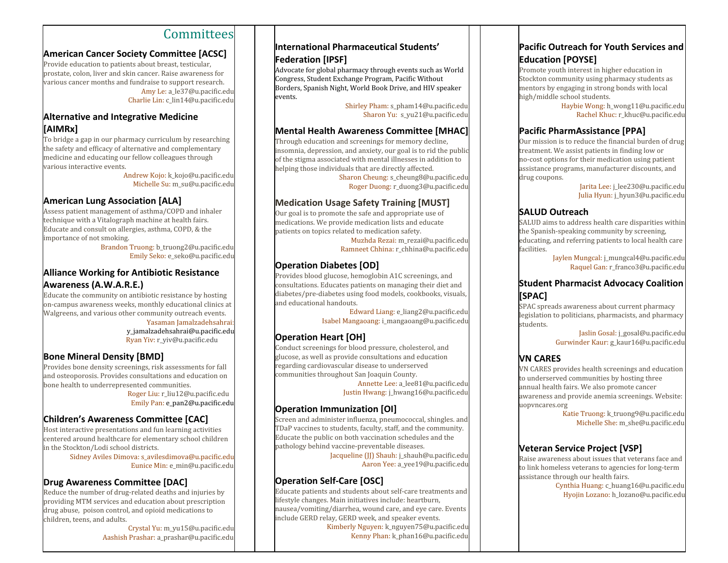# Committees

### American Cancer Society Committee [ACSC]

Provide education to patients about breast, testicular, prostate, colon, liver and skin cancer. Raise awareness for various cancer months and fundraise to support research.

Amy Le: a_le37@u.pacific.edu
Charlie Lin: c_lin14@u.pacific.edu

### Alternative and Integrative Medicine [AIMRx]

To bridge a gap in our pharmacy curriculum by researching the safety and efficacy of alternative and complementary medicine and educating our fellow colleagues through various interactive events.

Andrew Kojo: k_kojo@u.pacific.edu
Michelle Su: m_su@u.pacific.edu

### American Lung Association [ALA]

Assess patient management of asthma/COPD and inhaler technique with a Vitalograph machine at health fairs. Educate and consult on allergies, asthma, COPD, & the importance of not smoking.

Brandon Truong: b_truong2@u.pacific.edu
Emily Seko: e_seko@u.pacific.edu

### Alliance Working for Antibiotic Resistance Awareness (A.W.A.R.E.)

Educate the community on antibiotic resistance by hosting on-campus awareness weeks, monthly educational clinics at Walgreens, and various other community outreach events.

Yasaman Jamalzadehsahrai: y_jamalzadehsahrai@u.pacific.edu
Ryan Yiv: r_yiv@u.pacific.edu

### Bone Mineral Density [BMD]

Provides bone density screenings, risk assessments for fall and osteoporosis. Provides consultations and education on bone health to underrepresented communities.

Roger Liu: r_liu12@u.pacific.edu
Emily Pan: e_pan2@u.pacific.edu

### Children's Awareness Committee [CAC]

Host interactive presentations and fun learning activities centered around healthcare for elementary school children in the Stockton/Lodi school districts.

Sidney Aviles Dimova: s_avilesdimova@u.pacific.edu
Eunice Min: e_min@u.pacific.edu

### Drug Awareness Committee [DAC]

Reduce the number of drug-related deaths and injuries by providing MTM services and education about prescription drug abuse, poison control, and opioid medications to children, teens, and adults.

Crystal Yu: m_yu15@u.pacific.edu
Aashish Prashar: a_prashar@u.pacific.edu

### International Pharmaceutical Students' Federation [IPSF]

Advocate for global pharmacy through events such as World Congress, Student Exchange Program, Pacific Without Borders, Spanish Night, World Book Drive, and HIV speaker events.

Shirley Pham: s_pham14@u.pacific.edu
Sharon Yu: s_yu21@u.pacific.edu

### Mental Health Awareness Committee [MHAC]

Through education and screenings for memory decline, insomnia, depression, and anxiety, our goal is to rid the public of the stigma associated with mental illnesses in addition to helping those individuals that are directly affected.

Sharon Cheung: s_cheung8@u.pacific.edu
Roger Duong: r_duong3@u.pacific.edu

### Medication Usage Safety Training [MUST]

Our goal is to promote the safe and appropriate use of medications. We provide medication lists and educate patients on topics related to medication safety.

Muzhda Rezai: m_rezai@u.pacific.edu
Ramneet Chhina: r_chhina@u.pacific.edu

### Operation Diabetes [OD]

Provides blood glucose, hemoglobin A1C screenings, and consultations. Educates patients on managing their diet and diabetes/pre-diabetes using food models, cookbooks, visuals, and educational handouts.

Edward Liang: e_liang2@u.pacific.edu
Isabel Mangaoang: i_mangaoang@u.pacific.edu

### Operation Heart [OH]

Conduct screenings for blood pressure, cholesterol, and glucose, as well as provide consultations and education regarding cardiovascular disease to underserved communities throughout San Joaquin County.

Annette Lee: a_lee81@u.pacific.edu
Justin Hwang: j_hwang16@u.pacific.edu

### Operation Immunization [OI]

Screen and administer influenza, pneumococcal, shingles. and TDaP vaccines to students, faculty, staff, and the community. Educate the public on both vaccination schedules and the pathology behind vaccine-preventable diseases.

Jacqueline (JJ) Shauh: j_shauh@u.pacific.edu
Aaron Yee: a_yee19@u.pacific.edu

### Operation Self-Care [OSC]

Educate patients and students about self-care treatments and lifestyle changes. Main initiatives include: heartburn, nausea/vomiting/diarrhea, wound care, and eye care. Events include GERD relay, GERD week, and speaker events.

Kimberly Nguyen: k_nguyen75@u.pacific.edu
Kenny Phan: k_phan16@u.pacific.edu

### Pacific Outreach for Youth Services and Education [POYSE]

Promote youth interest in higher education in Stockton community using pharmacy students as mentors by engaging in strong bonds with local high/middle school students.

Haybie Wong: h_wong11@u.pacific.edu
Rachel Khuc: r_khuc@u.pacific.edu

### Pacific PharmAssistance [PPA]

Our mission is to reduce the financial burden of drug treatment. We assist patients in finding low or no-cost options for their medication using patient assistance programs, manufacturer discounts, and drug coupons.

Jarita Lee: j_lee230@u.pacific.edu
Julia Hyun: j_hyun3@u.pacific.edu

### SALUD Outreach

SALUD aims to address health care disparities within the Spanish-speaking community by screening, educating, and referring patients to local health care facilities.

Jaylen Mungcal: j_mungcal4@u.pacific.edu
Raquel Gan: r_franco3@u.pacific.edu

### Student Pharmacist Advocacy Coalition [SPAC]

SPAC spreads awareness about current pharmacy legislation to politicians, pharmacists, and pharmacy students.

Jaslin Gosal: j_gosal@u.pacific.edu
Gurwinder Kaur: g_kaur16@u.pacific.edu

### VN CARES

VN CARES provides health screenings and education to underserved communities by hosting three annual health fairs. We also promote cancer awareness and provide anemia screenings. Website: uopvncares.org

Katie Truong: k_truong9@u.pacific.edu
Michelle She: m_she@u.pacific.edu

### Veteran Service Project [VSP]

Raise awareness about issues that veterans face and to link homeless veterans to agencies for long-term assistance through our health fairs.

Cynthia Huang: c_huang16@u.pacific.edu
Hyojin Lozano: h_lozano@u.pacific.edu